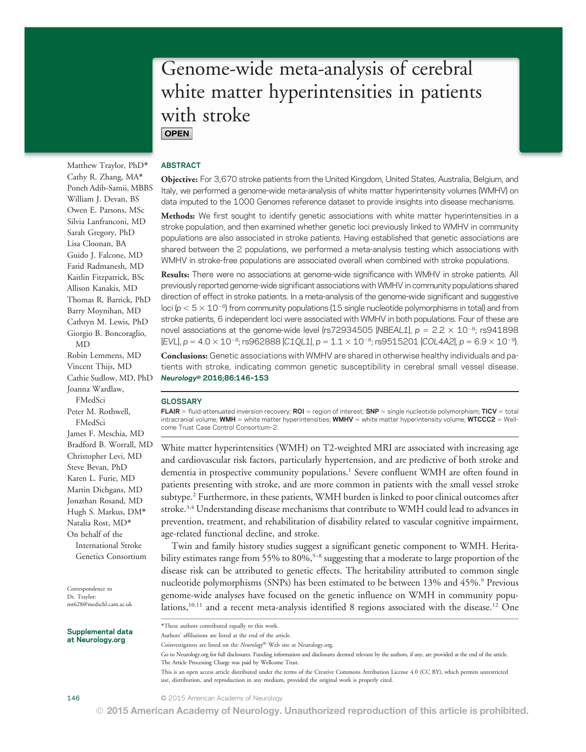# Genome-wide meta-analysis of cerebral white matter hyperintensities in patients with stroke

OPEN

Matthew Traylor, PhD*
Cathy R. Zhang, MA*
Poneh Adib-Samii, MBBS
William J. Devan, BS
Owen E. Parsons, MSc
Silvia Lanfranconi, MD
Sarah Gregory, PhD
Lisa Cloonan, BA
Guido J. Falcone, MD
Farid Radmanesh, MD
Kaitlin Fitzpatrick, BSc
Allison Kanakis, MD
Thomas R. Barrick, PhD
Barry Moynihan, MD
Cathryn M. Lewis, PhD
Giorgio B. Boncoraglio, MD
Robin Lemmens, MD
Vincent Thijs, MD
Cathie Sudlow, MD, PhD
Joanna Wardlaw, FMedSci
Peter M. Rothwell, FMedSci
James F. Meschia, MD
Bradford B. Worrall, MD
Christopher Levi, MD
Steve Bevan, PhD
Karen L. Furie, MD
Martin Dichgans, MD
Jonathan Rosand, MD
Hugh S. Markus, DM*
Natalia Rost, MD*
On behalf of the International Stroke Genetics Consortium

Correspondence to Dr. Traylor: mt628@medschl.cam.ac.uk

Supplemental data at Neurology.org

## ABSTRACT

**Objective:** For 3,670 stroke patients from the United Kingdom, United States, Australia, Belgium, and Italy, we performed a genome-wide meta-analysis of white matter hyperintensity volumes (WMHV) on data imputed to the 1000 Genomes reference dataset to provide insights into disease mechanisms.

**Methods:** We first sought to identify genetic associations with white matter hyperintensities in a stroke population, and then examined whether genetic loci previously linked to WMHV in community populations are also associated in stroke patients. Having established that genetic associations are shared between the 2 populations, we performed a meta-analysis testing which associations with WMHV in stroke-free populations are associated overall when combined with stroke populations.

**Results:** There were no associations at genome-wide significance with WMHV in stroke patients. All previously reported genome-wide significant associations with WMHV in community populations shared direction of effect in stroke patients. In a meta-analysis of the genome-wide significant and suggestive loci ($p < 5 \times 10^{-6}$) from community populations (15 single nucleotide polymorphisms in total) and from stroke patients, 6 independent loci were associated with WMHV in both populations. Four of these are novel associations at the genome-wide level (rs72934505 [*NBEAL1*], $p = 2.2 \times 10^{-8}$; rs941898 [*EVL*], $p = 4.0 \times 10^{-8}$; rs962888 [*C1QL1*], $p = 1.1 \times 10^{-8}$; rs9515201 [*COL4A2*], $p = 6.9 \times 10^{-9}$).

**Conclusions:** Genetic associations with WMHV are shared in otherwise healthy individuals and patients with stroke, indicating common genetic susceptibility in cerebral small vessel disease. *Neurology®* **2016;86:146–153**

## GLOSSARY

**FLAIR** = fluid-attenuated inversion recovery; **ROI** = region of interest; **SNP** = single nucleotide polymorphism; **TICV** = total intracranial volume; **WMH** = white matter hyperintensities; **WMHV** = white matter hyperintensity volume; **WTCCC2** = Wellcome Trust Case Control Consortium–2.

White matter hyperintensities (WMH) on T2-weighted MRI are associated with increasing age and cardiovascular risk factors, particularly hypertension, and are predictive of both stroke and dementia in prospective community populations.[1] Severe confluent WMH are often found in patients presenting with stroke, and are more common in patients with the small vessel stroke subtype.[2] Furthermore, in these patients, WMH burden is linked to poor clinical outcomes after stroke.[3,4] Understanding disease mechanisms that contribute to WMH could lead to advances in prevention, treatment, and rehabilitation of disability related to vascular cognitive impairment, age-related functional decline, and stroke.

Twin and family history studies suggest a significant genetic component to WMH. Heritability estimates range from 55% to 80%,[5–8] suggesting that a moderate to large proportion of the disease risk can be attributed to genetic effects. The heritability attributed to common single nucleotide polymorphisms (SNPs) has been estimated to be between 13% and 45%.[9] Previous genome-wide analyses have focused on the genetic influence on WMH in community populations,[10,11] and a recent meta-analysis identified 8 regions associated with the disease.[12] One

*These authors contributed equally to this work.

Authors' affiliations are listed at the end of the article.

Coinvestigators are listed on the *Neurology®* Web site at Neurology.org.

Go to Neurology.org for full disclosures. Funding information and disclosures deemed relevant by the authors, if any, are provided at the end of the article. The Article Processing Charge was paid by Wellcome Trust.

This is an open access article distributed under the terms of the Creative Commons Attribution License 4.0 (CC BY), which permits unrestricted use, distribution, and reproduction in any medium, provided the original work is properly cited.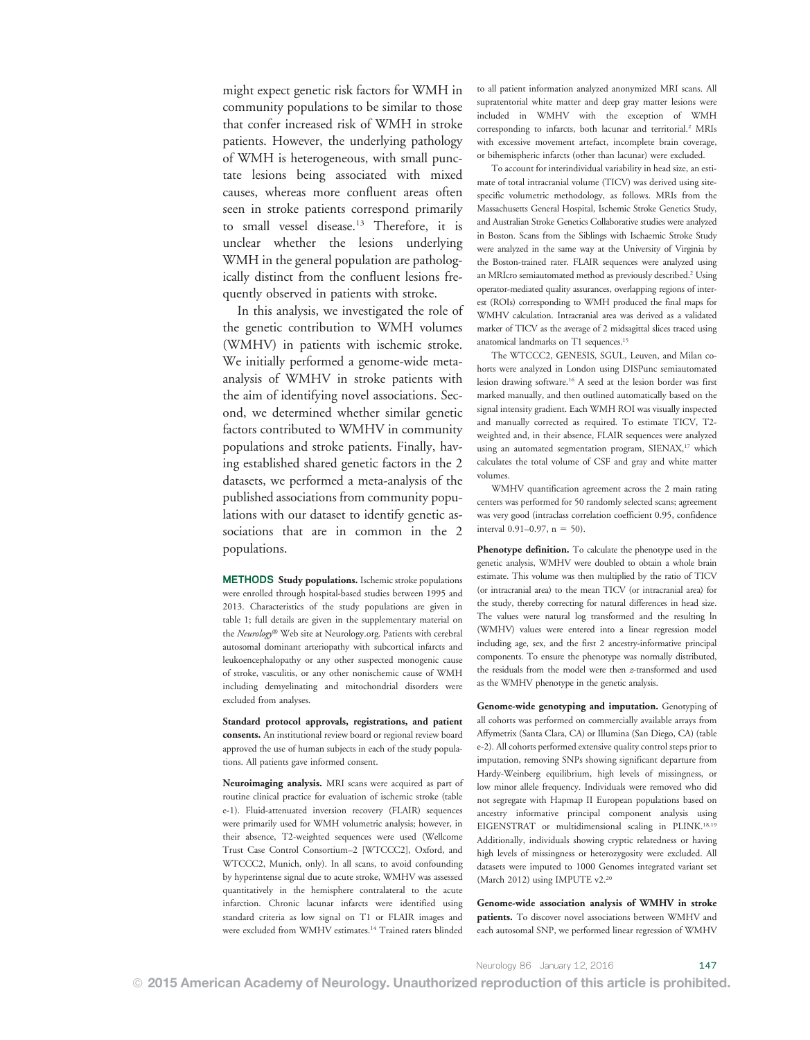might expect genetic risk factors for WMH in community populations to be similar to those that confer increased risk of WMH in stroke patients. However, the underlying pathology of WMH is heterogeneous, with small punctate lesions being associated with mixed causes, whereas more confluent areas often seen in stroke patients correspond primarily to small vessel disease.[13] Therefore, it is unclear whether the lesions underlying WMH in the general population are pathologically distinct from the confluent lesions frequently observed in patients with stroke.

In this analysis, we investigated the role of the genetic contribution to WMH volumes (WMHV) in patients with ischemic stroke. We initially performed a genome-wide meta-analysis of WMHV in stroke patients with the aim of identifying novel associations. Second, we determined whether similar genetic factors contributed to WMHV in community populations and stroke patients. Finally, having established shared genetic factors in the 2 datasets, we performed a meta-analysis of the published associations from community populations with our dataset to identify genetic associations that are in common in the 2 populations.

## METHODS

**Study populations.** Ischemic stroke populations were enrolled through hospital-based studies between 1995 and 2013. Characteristics of the study populations are given in table 1; full details are given in the supplementary material on the *Neurology*® Web site at Neurology.org. Patients with cerebral autosomal dominant arteriopathy with subcortical infarcts and leukoencephalopathy or any other suspected monogenic cause of stroke, vasculitis, or any other nonischemic cause of WMH including demyelinating and mitochondrial disorders were excluded from analyses.

**Standard protocol approvals, registrations, and patient consents.** An institutional review board or regional review board approved the use of human subjects in each of the study populations. All patients gave informed consent.

**Neuroimaging analysis.** MRI scans were acquired as part of routine clinical practice for evaluation of ischemic stroke (table e-1). Fluid-attenuated inversion recovery (FLAIR) sequences were primarily used for WMH volumetric analysis; however, in their absence, T2-weighted sequences were used (Wellcome Trust Case Control Consortium–2 [WTCCC2], Oxford, and WTCCC2, Munich, only). In all scans, to avoid confounding by hyperintense signal due to acute stroke, WMHV was assessed quantitatively in the hemisphere contralateral to the acute infarction. Chronic lacunar infarcts were identified using standard criteria as low signal on T1 or FLAIR images and were excluded from WMHV estimates.[14] Trained raters blinded to all patient information analyzed anonymized MRI scans. All supratentorial white matter and deep gray matter lesions were included in WMHV with the exception of WMH corresponding to infarcts, both lacunar and territorial.[2] MRIs with excessive movement artefact, incomplete brain coverage, or bihemispheric infarcts (other than lacunar) were excluded.

To account for interindividual variability in head size, an estimate of total intracranial volume (TICV) was derived using site-specific volumetric methodology, as follows. MRIs from the Massachusetts General Hospital, Ischemic Stroke Genetics Study, and Australian Stroke Genetics Collaborative studies were analyzed in Boston. Scans from the Siblings with Ischaemic Stroke Study were analyzed in the same way at the University of Virginia by the Boston-trained rater. FLAIR sequences were analyzed using an MRIcro semiautomated method as previously described.[2] Using operator-mediated quality assurances, overlapping regions of interest (ROIs) corresponding to WMH produced the final maps for WMHV calculation. Intracranial area was derived as a validated marker of TICV as the average of 2 midsagittal slices traced using anatomical landmarks on T1 sequences.[15]

The WTCCC2, GENESIS, SGUL, Leuven, and Milan cohorts were analyzed in London using DISPunc semiautomated lesion drawing software.[16] A seed at the lesion border was first marked manually, and then outlined automatically based on the signal intensity gradient. Each WMH ROI was visually inspected and manually corrected as required. To estimate TICV, T2-weighted and, in their absence, FLAIR sequences were analyzed using an automated segmentation program, SIENAX,[17] which calculates the total volume of CSF and gray and white matter volumes.

WMHV quantification agreement across the 2 main rating centers was performed for 50 randomly selected scans; agreement was very good (intraclass correlation coefficient 0.95, confidence interval 0.91–0.97, $n = 50$).

**Phenotype definition.** To calculate the phenotype used in the genetic analysis, WMHV were doubled to obtain a whole brain estimate. This volume was then multiplied by the ratio of TICV (or intracranial area) to the mean TICV (or intracranial area) for the study, thereby correcting for natural differences in head size. The values were natural log transformed and the resulting ln (WMHV) values were entered into a linear regression model including age, sex, and the first 2 ancestry-informative principal components. To ensure the phenotype was normally distributed, the residuals from the model were then *z*-transformed and used as the WMHV phenotype in the genetic analysis.

**Genome-wide genotyping and imputation.** Genotyping of all cohorts was performed on commercially available arrays from Affymetrix (Santa Clara, CA) or Illumina (San Diego, CA) (table e-2). All cohorts performed extensive quality control steps prior to imputation, removing SNPs showing significant departure from Hardy-Weinberg equilibrium, high levels of missingness, or low minor allele frequency. Individuals were removed who did not segregate with Hapmap II European populations based on ancestry informative principal component analysis using EIGENSTRAT or multidimensional scaling in PLINK.[18,19] Additionally, individuals showing cryptic relatedness or having high levels of missingness or heterozygosity were excluded. All datasets were imputed to 1000 Genomes integrated variant set (March 2012) using IMPUTE v2.[20]

**Genome-wide association analysis of WMHV in stroke patients.** To discover novel associations between WMHV and each autosomal SNP, we performed linear regression of WMHV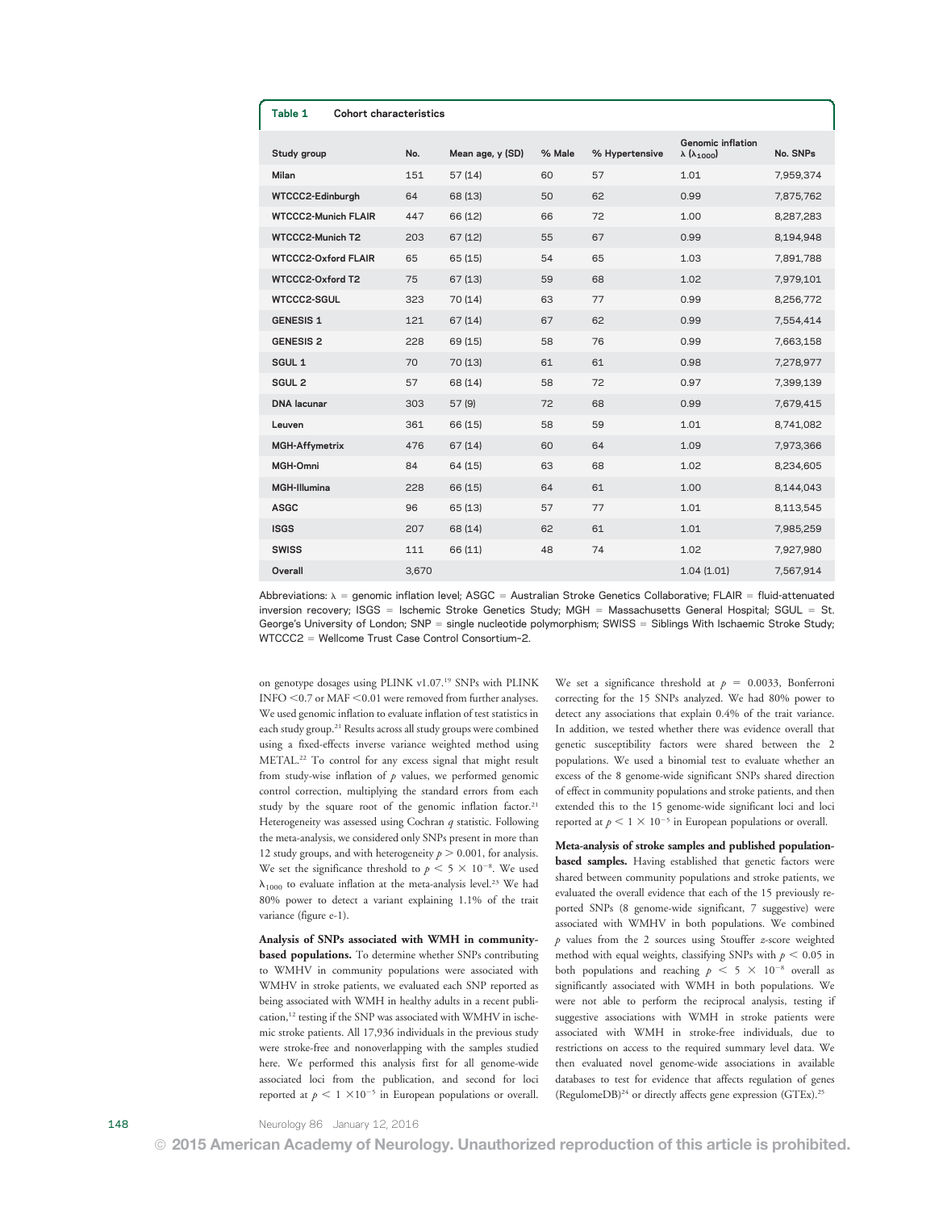**Table 1** Cohort characteristics

| Study group | No. | Mean age, y (SD) | % Male | % Hypertensive | Genomic inflation $\lambda$ ($\lambda_{1000}$) | No. SNPs |
|---|---|---|---|---|---|---|
| Milan | 151 | 57 (14) | 60 | 57 | 1.01 | 7,959,374 |
| WTCCC2-Edinburgh | 64 | 68 (13) | 50 | 62 | 0.99 | 7,875,762 |
| WTCCC2-Munich FLAIR | 447 | 66 (12) | 66 | 72 | 1.00 | 8,287,283 |
| WTCCC2-Munich T2 | 203 | 67 (12) | 55 | 67 | 0.99 | 8,194,948 |
| WTCCC2-Oxford FLAIR | 65 | 65 (15) | 54 | 65 | 1.03 | 7,891,788 |
| WTCCC2-Oxford T2 | 75 | 67 (13) | 59 | 68 | 1.02 | 7,979,101 |
| WTCCC2-SGUL | 323 | 70 (14) | 63 | 77 | 0.99 | 8,256,772 |
| GENESIS 1 | 121 | 67 (14) | 67 | 62 | 0.99 | 7,554,414 |
| GENESIS 2 | 228 | 69 (15) | 58 | 76 | 0.99 | 7,663,158 |
| SGUL 1 | 70 | 70 (13) | 61 | 61 | 0.98 | 7,278,977 |
| SGUL 2 | 57 | 68 (14) | 58 | 72 | 0.97 | 7,399,139 |
| DNA lacunar | 303 | 57 (9) | 72 | 68 | 0.99 | 7,679,415 |
| Leuven | 361 | 66 (15) | 58 | 59 | 1.01 | 8,741,082 |
| MGH-Affymetrix | 476 | 67 (14) | 60 | 64 | 1.09 | 7,973,366 |
| MGH-Omni | 84 | 64 (15) | 63 | 68 | 1.02 | 8,234,605 |
| MGH-Illumina | 228 | 66 (15) | 64 | 61 | 1.00 | 8,144,043 |
| ASGC | 96 | 65 (13) | 57 | 77 | 1.01 | 8,113,545 |
| ISGS | 207 | 68 (14) | 62 | 61 | 1.01 | 7,985,259 |
| SWISS | 111 | 66 (11) | 48 | 74 | 1.02 | 7,927,980 |
| Overall | 3,670 | | | | 1.04 (1.01) | 7,567,914 |

Abbreviations: $\lambda$ = genomic inflation level; ASGC = Australian Stroke Genetics Collaborative; FLAIR = fluid-attenuated inversion recovery; ISGS = Ischemic Stroke Genetics Study; MGH = Massachusetts General Hospital; SGUL = St. George's University of London; SNP = single nucleotide polymorphism; SWISS = Siblings With Ischaemic Stroke Study; WTCCC2 = Wellcome Trust Case Control Consortium-2.

on genotype dosages using PLINK v1.07.[19] SNPs with PLINK INFO <0.7 or MAF <0.01 were removed from further analyses. We used genomic inflation to evaluate inflation of test statistics in each study group.[21] Results across all study groups were combined using a fixed-effects inverse variance weighted method using METAL.[22] To control for any excess signal that might result from study-wise inflation of $p$ values, we performed genomic control correction, multiplying the standard errors from each study by the square root of the genomic inflation factor.[21] Heterogeneity was assessed using Cochran $q$ statistic. Following the meta-analysis, we considered only SNPs present in more than 12 study groups, and with heterogeneity $p > 0.001$, for analysis. We set the significance threshold to $p < 5 \times 10^{-8}$. We used $\lambda_{1000}$ to evaluate inflation at the meta-analysis level.[23] We had 80% power to detect a variant explaining 1.1% of the trait variance (figure e-1).

**Analysis of SNPs associated with WMH in community-based populations.** To determine whether SNPs contributing to WMHV in community populations were associated with WMHV in stroke patients, we evaluated each SNP reported as being associated with WMH in healthy adults in a recent publication,[12] testing if the SNP was associated with WMHV in ischemic stroke patients. All 17,936 individuals in the previous study were stroke-free and nonoverlapping with the samples studied here. We performed this analysis first for all genome-wide associated loci from the publication, and second for loci reported at $p < 1 \times 10^{-5}$ in European populations or overall. We set a significance threshold at $p = 0.0033$, Bonferroni correcting for the 15 SNPs analyzed. We had 80% power to detect any associations that explain 0.4% of the trait variance. In addition, we tested whether there was evidence overall that genetic susceptibility factors were shared between the 2 populations. We used a binomial test to evaluate whether an excess of the 8 genome-wide significant SNPs shared direction of effect in community populations and stroke patients, and then extended this to the 15 genome-wide significant loci and loci reported at $p < 1 \times 10^{-5}$ in European populations or overall.

**Meta-analysis of stroke samples and published population-based samples.** Having established that genetic factors were shared between community populations and stroke patients, we evaluated the overall evidence that each of the 15 previously reported SNPs (8 genome-wide significant, 7 suggestive) were associated with WMHV in both populations. We combined $p$ values from the 2 sources using Stouffer $z$-score weighted method with equal weights, classifying SNPs with $p < 0.05$ in both populations and reaching $p < 5 \times 10^{-8}$ overall as significantly associated with WMH in both populations. We were not able to perform the reciprocal analysis, testing if suggestive associations with WMH in stroke patients were associated with WMH in stroke-free individuals, due to restrictions on access to the required summary level data. We then evaluated novel genome-wide associations in available databases to test for evidence that affects regulation of genes (RegulomeDB)[24] or directly affects gene expression (GTEx).[25]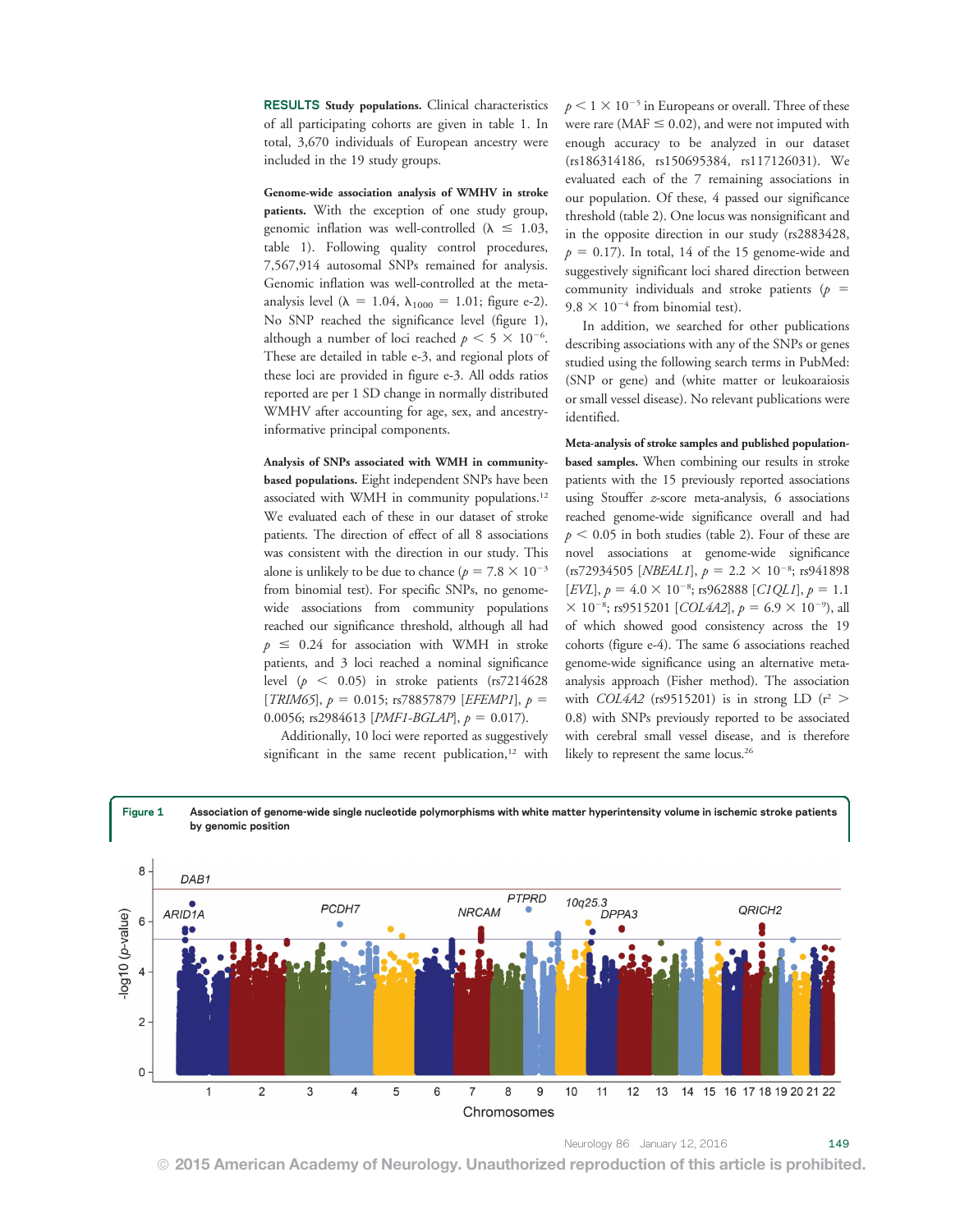**RESULTS Study populations.** Clinical characteristics of all participating cohorts are given in table 1. In total, 3,670 individuals of European ancestry were included in the 19 study groups.

**Genome-wide association analysis of WMHV in stroke patients.** With the exception of one study group, genomic inflation was well-controlled ($\lambda \leq 1.03$, table 1). Following quality control procedures, 7,567,914 autosomal SNPs remained for analysis. Genomic inflation was well-controlled at the meta-analysis level ($\lambda = 1.04$, $\lambda_{1000} = 1.01$; figure e-2). No SNP reached the significance level (figure 1), although a number of loci reached $p < 5 \times 10^{-6}$. These are detailed in table e-3, and regional plots of these loci are provided in figure e-3. All odds ratios reported are per 1 SD change in normally distributed WMHV after accounting for age, sex, and ancestry-informative principal components.

**Analysis of SNPs associated with WMH in community-based populations.** Eight independent SNPs have been associated with WMH in community populations.[12] We evaluated each of these in our dataset of stroke patients. The direction of effect of all 8 associations was consistent with the direction in our study. This alone is unlikely to be due to chance ($p = 7.8 \times 10^{-3}$ from binomial test). For specific SNPs, no genome-wide associations from community populations reached our significance threshold, although all had $p \leq 0.24$ for association with WMH in stroke patients, and 3 loci reached a nominal significance level ($p < 0.05$) in stroke patients (rs7214628 [*TRIM65*], $p = 0.015$; rs78857879 [*EFEMP1*], $p = 0.0056$; rs2984613 [*PMF1-BGLAP*], $p = 0.017$).

Additionally, 10 loci were reported as suggestively significant in the same recent publication,[12] with $p < 1 \times 10^{-5}$ in Europeans or overall. Three of these were rare (MAF $\leq 0.02$), and were not imputed with enough accuracy to be analyzed in our dataset (rs186314186, rs150695384, rs117126031). We evaluated each of the 7 remaining associations in our population. Of these, 4 passed our significance threshold (table 2). One locus was nonsignificant and in the opposite direction in our study (rs2883428, $p = 0.17$). In total, 14 of the 15 genome-wide and suggestively significant loci shared direction between community individuals and stroke patients ($p = 9.8 \times 10^{-4}$ from binomial test).

In addition, we searched for other publications describing associations with any of the SNPs or genes studied using the following search terms in PubMed: (SNP or gene) and (white matter or leukoaraiosis or small vessel disease). No relevant publications were identified.

**Meta-analysis of stroke samples and published population-based samples.** When combining our results in stroke patients with the 15 previously reported associations using Stouffer *z*-score meta-analysis, 6 associations reached genome-wide significance overall and had $p < 0.05$ in both studies (table 2). Four of these are novel associations at genome-wide significance (rs72934505 [*NBEAL1*], $p = 2.2 \times 10^{-8}$; rs941898 [*EVL*], $p = 4.0 \times 10^{-8}$; rs962888 [*C1QL1*], $p = 1.1 \times 10^{-8}$; rs9515201 [*COL4A2*], $p = 6.9 \times 10^{-9}$), all of which showed good consistency across the 19 cohorts (figure e-4). The same 6 associations reached genome-wide significance using an alternative meta-analysis approach (Fisher method). The association with *COL4A2* (rs9515201) is in strong LD ($r^2 > 0.8$) with SNPs previously reported to be associated with cerebral small vessel disease, and is therefore likely to represent the same locus.[26]

**Figure 1** Association of genome-wide single nucleotide polymorphisms with white matter hyperintensity volume in ischemic stroke patients by genomic position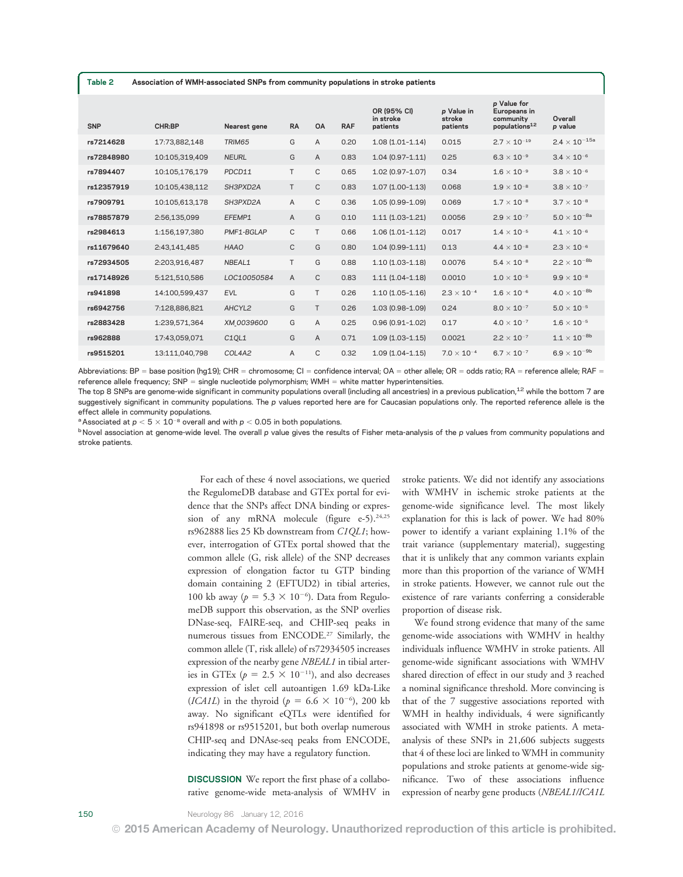**Table 2** Association of WMH-associated SNPs from community populations in stroke patients

| SNP | CHR:BP | Nearest gene | RA | OA | RAF | OR (95% CI) in stroke patients | p Value in stroke patients | p Value for Europeans in community populations[12] | Overall p value |
|---|---|---|---|---|---|---|---|---|---|
| rs7214628 | 17:73,882,148 | *TRIM65* | G | A | 0.20 | 1.08 (1.01–1.14) | 0.015 | $2.7 \times 10^{-19}$ | $2.4 \times 10^{-15}$[a] |
| rs72848980 | 10:105,319,409 | *NEURL* | G | A | 0.83 | 1.04 (0.97–1.11) | 0.25 | $6.3 \times 10^{-9}$ | $3.4 \times 10^{-6}$ |
| rs7894407 | 10:105,176,179 | *PDCD11* | T | C | 0.65 | 1.02 (0.97–1.07) | 0.34 | $1.6 \times 10^{-9}$ | $3.8 \times 10^{-6}$ |
| rs12357919 | 10:105,438,112 | *SH3PXD2A* | T | C | 0.83 | 1.07 (1.00–1.13) | 0.068 | $1.9 \times 10^{-8}$ | $3.8 \times 10^{-7}$ |
| rs7909791 | 10:105,613,178 | *SH3PXD2A* | A | C | 0.36 | 1.05 (0.99–1.09) | 0.069 | $1.7 \times 10^{-8}$ | $3.7 \times 10^{-8}$ |
| rs78857879 | 2:56,135,099 | *EFEMP1* | A | G | 0.10 | 1.11 (1.03–1.21) | 0.0056 | $2.9 \times 10^{-7}$ | $5.0 \times 10^{-8}$[a] |
| rs2984613 | 1:156,197,380 | *PMF1-BGLAP* | C | T | 0.66 | 1.06 (1.01–1.12) | 0.017 | $1.4 \times 10^{-5}$ | $4.1 \times 10^{-6}$ |
| rs11679640 | 2:43,141,485 | *HAAO* | C | G | 0.80 | 1.04 (0.99–1.11) | 0.13 | $4.4 \times 10^{-8}$ | $2.3 \times 10^{-6}$ |
| rs72934505 | 2:203,916,487 | *NBEAL1* | T | G | 0.88 | 1.10 (1.03–1.18) | 0.0076 | $5.4 \times 10^{-8}$ | $2.2 \times 10^{-8}$[b] |
| rs17148926 | 5:121,510,586 | *LOC10050584* | A | C | 0.83 | 1.11 (1.04–1.18) | 0.0010 | $1.0 \times 10^{-5}$ | $9.9 \times 10^{-8}$ |
| rs941898 | 14:100,599,437 | *EVL* | G | T | 0.26 | 1.10 (1.05–1.16) | $2.3 \times 10^{-4}$ | $1.6 \times 10^{-6}$ | $4.0 \times 10^{-8}$[b] |
| rs6942756 | 7:128,886,821 | *AHCYL2* | G | T | 0.26 | 1.03 (0.98–1.09) | 0.24 | $8.0 \times 10^{-7}$ | $5.0 \times 10^{-5}$ |
| rs2883428 | 1:239,571,364 | *XM_0039600* | G | A | 0.25 | 0.96 (0.91–1.02) | 0.17 | $4.0 \times 10^{-7}$ | $1.6 \times 10^{-5}$ |
| rs962888 | 17:43,059,071 | *C1QL1* | G | A | 0.71 | 1.09 (1.03–1.15) | 0.0021 | $2.2 \times 10^{-7}$ | $1.1 \times 10^{-8}$[b] |
| rs9515201 | 13:111,040,798 | *COL4A2* | A | C | 0.32 | 1.09 (1.04–1.15) | $7.0 \times 10^{-4}$ | $6.7 \times 10^{-7}$ | $6.9 \times 10^{-9}$[b] |

Abbreviations: BP = base position (hg19); CHR = chromosome; CI = confidence interval; OA = other allele; OR = odds ratio; RA = reference allele; RAF = reference allele frequency; SNP = single nucleotide polymorphism; WMH = white matter hyperintensities.

The top 8 SNPs are genome-wide significant in community populations overall (including all ancestries) in a previous publication,[12] while the bottom 7 are suggestively significant in community populations. The p values reported here are for Caucasian populations only. The reported reference allele is the effect allele in community populations.

[a] Associated at $p < 5 \times 10^{-8}$ overall and with $p < 0.05$ in both populations.

[b] Novel association at genome-wide level. The overall p value gives the results of Fisher meta-analysis of the p values from community populations and stroke patients.

For each of these 4 novel associations, we queried the RegulomeDB database and GTEx portal for evidence that the SNPs affect DNA binding or expression of any mRNA molecule (figure e-5).[24,25] rs962888 lies 25 Kb downstream from *C1QL1*; however, interrogation of GTEx portal showed that the common allele (G, risk allele) of the SNP decreases expression of elongation factor tu GTP binding domain containing 2 (EFTUD2) in tibial arteries, 100 kb away ($p = 5.3 \times 10^{-6}$). Data from RegulomeDB support this observation, as the SNP overlies DNase-seq, FAIRE-seq, and CHIP-seq peaks in numerous tissues from ENCODE.[27] Similarly, the common allele (T, risk allele) of rs72934505 increases expression of the nearby gene *NBEAL1* in tibial arteries in GTEx ($p = 2.5 \times 10^{-11}$), and also decreases expression of islet cell autoantigen 1.69 kDa-Like (*ICA1L*) in the thyroid ($p = 6.6 \times 10^{-6}$), 200 kb away. No significant eQTLs were identified for rs941898 or rs9515201, but both overlap numerous CHIP-seq and DNAse-seq peaks from ENCODE, indicating they may have a regulatory function.

**DISCUSSION** We report the first phase of a collaborative genome-wide meta-analysis of WMHV in stroke patients. We did not identify any associations with WMHV in ischemic stroke patients at the genome-wide significance level. The most likely explanation for this is lack of power. We had 80% power to identify a variant explaining 1.1% of the trait variance (supplementary material), suggesting that it is unlikely that any common variants explain more than this proportion of the variance of WMH in stroke patients. However, we cannot rule out the existence of rare variants conferring a considerable proportion of disease risk.

We found strong evidence that many of the same genome-wide associations with WMHV in healthy individuals influence WMHV in stroke patients. All genome-wide significant associations with WMHV shared direction of effect in our study and 3 reached a nominal significance threshold. More convincing is that of the 7 suggestive associations reported with WMH in healthy individuals, 4 were significantly associated with WMH in stroke patients. A meta-analysis of these SNPs in 21,606 subjects suggests that 4 of these loci are linked to WMH in community populations and stroke patients at genome-wide significance. Two of these associations influence expression of nearby gene products (*NBEAL1*/*ICA1L*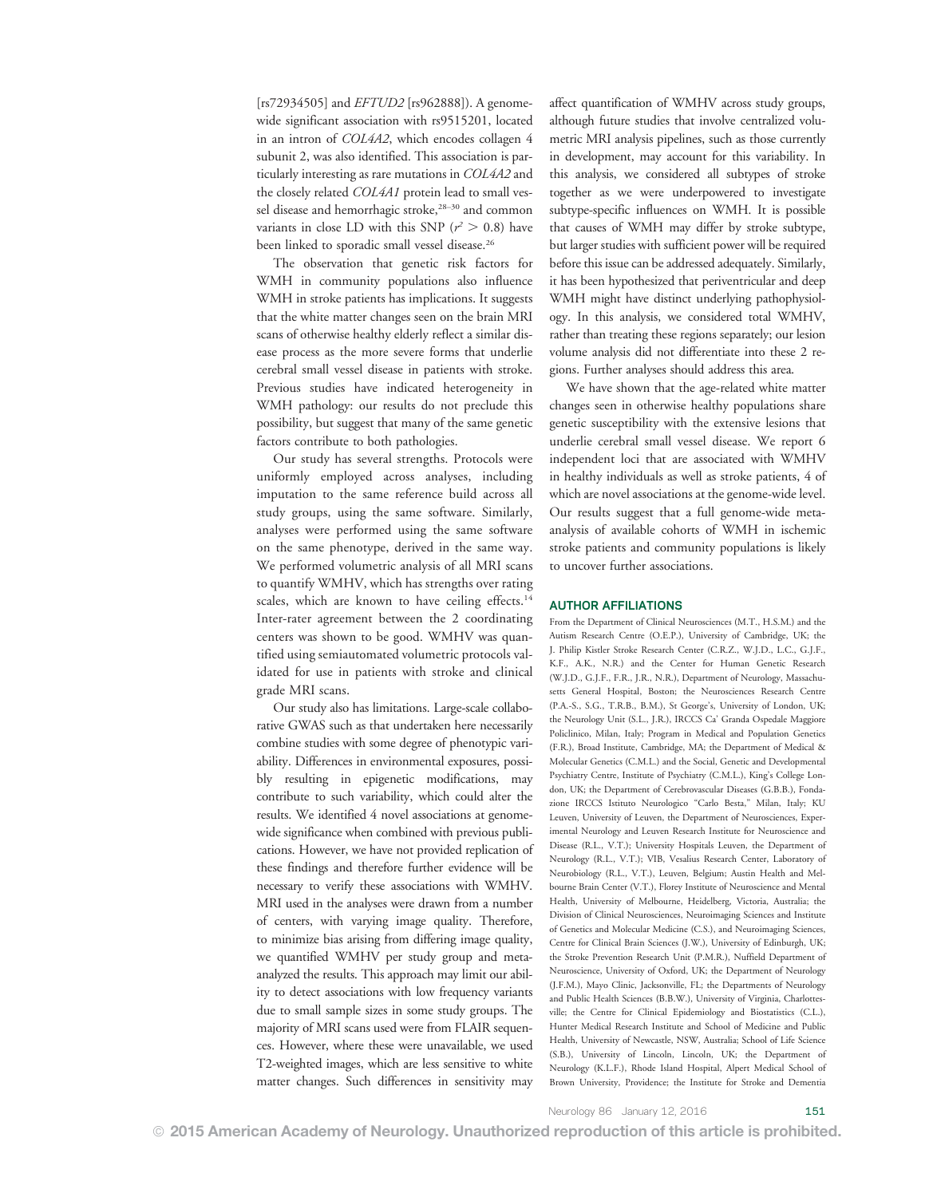[rs72934505] and *EFTUD2* [rs962888]). A genome-wide significant association with rs9515201, located in an intron of *COL4A2*, which encodes collagen 4 subunit 2, was also identified. This association is particularly interesting as rare mutations in *COL4A2* and the closely related *COL4A1* protein lead to small vessel disease and hemorrhagic stroke,[28–30] and common variants in close LD with this SNP ($r^2 > 0.8$) have been linked to sporadic small vessel disease.[26]

The observation that genetic risk factors for WMH in community populations also influence WMH in stroke patients has implications. It suggests that the white matter changes seen on the brain MRI scans of otherwise healthy elderly reflect a similar disease process as the more severe forms that underlie cerebral small vessel disease in patients with stroke. Previous studies have indicated heterogeneity in WMH pathology: our results do not preclude this possibility, but suggest that many of the same genetic factors contribute to both pathologies.

Our study has several strengths. Protocols were uniformly employed across analyses, including imputation to the same reference build across all study groups, using the same software. Similarly, analyses were performed using the same software on the same phenotype, derived in the same way. We performed volumetric analysis of all MRI scans to quantify WMHV, which has strengths over rating scales, which are known to have ceiling effects.[14] Inter-rater agreement between the 2 coordinating centers was shown to be good. WMHV was quantified using semiautomated volumetric protocols validated for use in patients with stroke and clinical grade MRI scans.

Our study also has limitations. Large-scale collaborative GWAS such as that undertaken here necessarily combine studies with some degree of phenotypic variability. Differences in environmental exposures, possibly resulting in epigenetic modifications, may contribute to such variability, which could alter the results. We identified 4 novel associations at genome-wide significance when combined with previous publications. However, we have not provided replication of these findings and therefore further evidence will be necessary to verify these associations with WMHV. MRI used in the analyses were drawn from a number of centers, with varying image quality. Therefore, to minimize bias arising from differing image quality, we quantified WMHV per study group and meta-analyzed the results. This approach may limit our ability to detect associations with low frequency variants due to small sample sizes in some study groups. The majority of MRI scans used were from FLAIR sequences. However, where these were unavailable, we used T2-weighted images, which are less sensitive to white matter changes. Such differences in sensitivity may affect quantification of WMHV across study groups, although future studies that involve centralized volumetric MRI analysis pipelines, such as those currently in development, may account for this variability. In this analysis, we considered all subtypes of stroke together as we were underpowered to investigate subtype-specific influences on WMH. It is possible that causes of WMH may differ by stroke subtype, but larger studies with sufficient power will be required before this issue can be addressed adequately. Similarly, it has been hypothesized that periventricular and deep WMH might have distinct underlying pathophysiology. In this analysis, we considered total WMHV, rather than treating these regions separately; our lesion volume analysis did not differentiate into these 2 regions. Further analyses should address this area.

We have shown that the age-related white matter changes seen in otherwise healthy populations share genetic susceptibility with the extensive lesions that underlie cerebral small vessel disease. We report 6 independent loci that are associated with WMHV in healthy individuals as well as stroke patients, 4 of which are novel associations at the genome-wide level. Our results suggest that a full genome-wide meta-analysis of available cohorts of WMH in ischemic stroke patients and community populations is likely to uncover further associations.

## AUTHOR AFFILIATIONS

From the Department of Clinical Neurosciences (M.T., H.S.M.) and the Autism Research Centre (O.E.P.), University of Cambridge, UK; the J. Philip Kistler Stroke Research Center (C.R.Z., W.J.D., L.C., G.J.F., K.F., A.K., N.R.) and the Center for Human Genetic Research (W.J.D., G.J.F., F.R., J.R., N.R.), Department of Neurology, Massachusetts General Hospital, Boston; the Neurosciences Research Centre (P.A.-S., S.G., T.R.B., B.M.), St George's, University of London, UK; the Neurology Unit (S.L., J.R.), IRCCS Ca' Granda Ospedale Maggiore Policlinico, Milan, Italy; Program in Medical and Population Genetics (F.R.), Broad Institute, Cambridge, MA; the Department of Medical & Molecular Genetics (C.M.L.) and the Social, Genetic and Developmental Psychiatry Centre, Institute of Psychiatry (C.M.L.), King's College London, UK; the Department of Cerebrovascular Diseases (G.B.B.), Fondazione IRCCS Istituto Neurologico "Carlo Besta," Milan, Italy; KU Leuven, University of Leuven, the Department of Neurosciences, Experimental Neurology and Leuven Research Institute for Neuroscience and Disease (R.L., V.T.); University Hospitals Leuven, the Department of Neurology (R.L., V.T.); VIB, Vesalius Research Center, Laboratory of Neurobiology (R.L., V.T.), Leuven, Belgium; Austin Health and Melbourne Brain Center (V.T.), Florey Institute of Neuroscience and Mental Health, University of Melbourne, Heidelberg, Victoria, Australia; the Division of Clinical Neurosciences, Neuroimaging Sciences and Institute of Genetics and Molecular Medicine (C.S.), and Neuroimaging Sciences, Centre for Clinical Brain Sciences (J.W.), University of Edinburgh, UK; the Stroke Prevention Research Unit (P.M.R.), Nuffield Department of Neuroscience, University of Oxford, UK; the Department of Neurology (J.F.M.), Mayo Clinic, Jacksonville, FL; the Departments of Neurology and Public Health Sciences (B.B.W.), University of Virginia, Charlottesville; the Centre for Clinical Epidemiology and Biostatistics (C.L.), Hunter Medical Research Institute and School of Medicine and Public Health, University of Newcastle, NSW, Australia; School of Life Science (S.B.), University of Lincoln, Lincoln, UK; the Department of Neurology (K.L.F.), Rhode Island Hospital, Alpert Medical School of Brown University, Providence; the Institute for Stroke and Dementia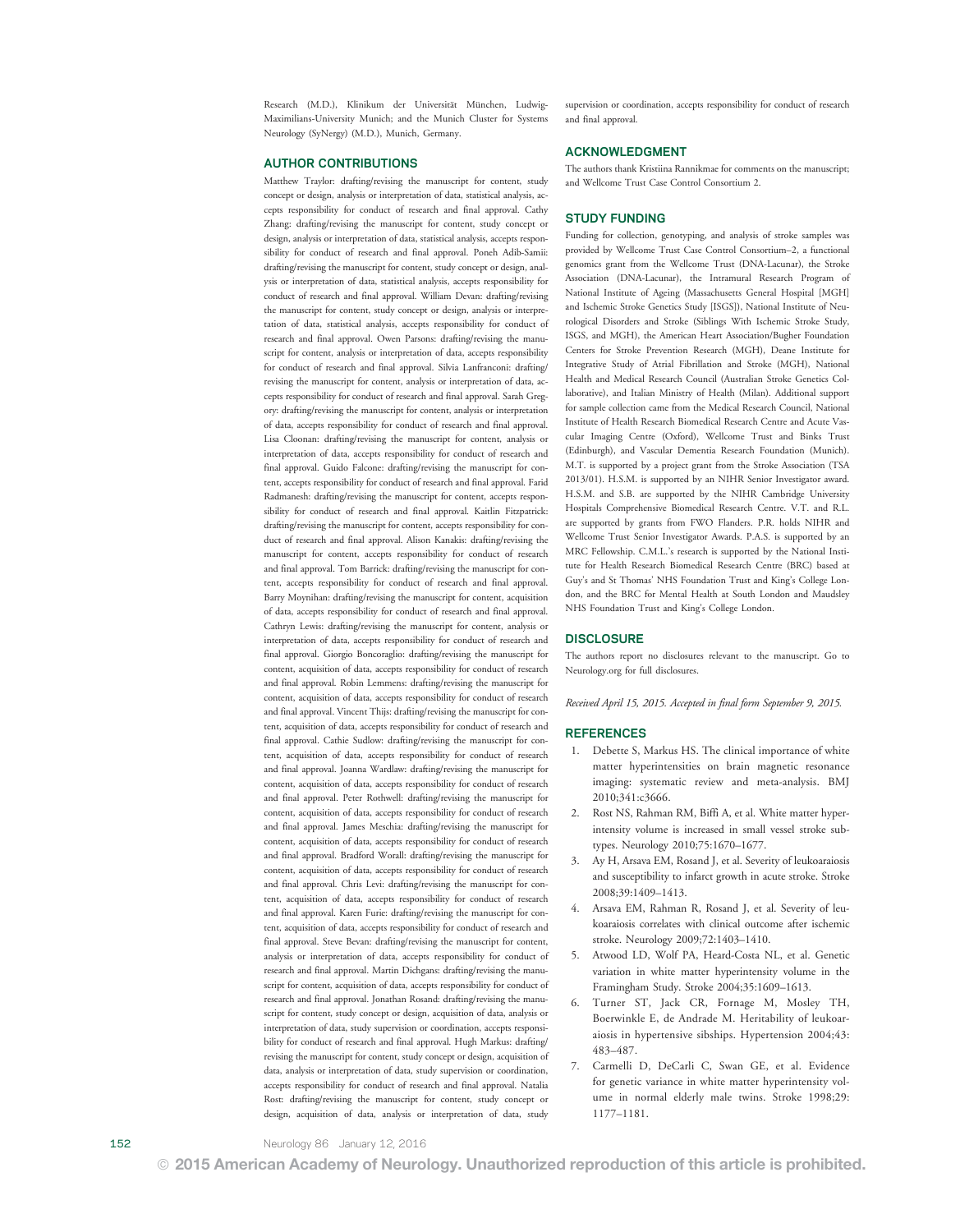Research (M.D.), Klinikum der Universität München, Ludwig-Maximilians-University Munich; and the Munich Cluster for Systems Neurology (SyNergy) (M.D.), Munich, Germany.

## AUTHOR CONTRIBUTIONS

Matthew Traylor: drafting/revising the manuscript for content, study concept or design, analysis or interpretation of data, statistical analysis, accepts responsibility for conduct of research and final approval. Cathy Zhang: drafting/revising the manuscript for content, study concept or design, analysis or interpretation of data, statistical analysis, accepts responsibility for conduct of research and final approval. Poneh Adib-Samii: drafting/revising the manuscript for content, study concept or design, analysis or interpretation of data, statistical analysis, accepts responsibility for conduct of research and final approval. William Devan: drafting/revising the manuscript for content, study concept or design, analysis or interpretation of data, statistical analysis, accepts responsibility for conduct of research and final approval. Owen Parsons: drafting/revising the manuscript for content, analysis or interpretation of data, accepts responsibility for conduct of research and final approval. Silvia Lanfranconi: drafting/revising the manuscript for content, analysis or interpretation of data, accepts responsibility for conduct of research and final approval. Sarah Gregory: drafting/revising the manuscript for content, analysis or interpretation of data, accepts responsibility for conduct of research and final approval. Lisa Cloonan: drafting/revising the manuscript for content, analysis or interpretation of data, accepts responsibility for conduct of research and final approval. Guido Falcone: drafting/revising the manuscript for content, accepts responsibility for conduct of research and final approval. Farid Radmanesh: drafting/revising the manuscript for content, accepts responsibility for conduct of research and final approval. Kaitlin Fitzpatrick: drafting/revising the manuscript for content, accepts responsibility for conduct of research and final approval. Alison Kanakis: drafting/revising the manuscript for content, accepts responsibility for conduct of research and final approval. Tom Barrick: drafting/revising the manuscript for content, accepts responsibility for conduct of research and final approval. Barry Moynihan: drafting/revising the manuscript for content, acquisition of data, accepts responsibility for conduct of research and final approval. Cathryn Lewis: drafting/revising the manuscript for content, analysis or interpretation of data, accepts responsibility for conduct of research and final approval. Giorgio Boncoraglio: drafting/revising the manuscript for content, acquisition of data, accepts responsibility for conduct of research and final approval. Robin Lemmens: drafting/revising the manuscript for content, acquisition of data, accepts responsibility for conduct of research and final approval. Vincent Thijs: drafting/revising the manuscript for content, acquisition of data, accepts responsibility for conduct of research and final approval. Cathie Sudlow: drafting/revising the manuscript for content, acquisition of data, accepts responsibility for conduct of research and final approval. Joanna Wardlaw: drafting/revising the manuscript for content, acquisition of data, accepts responsibility for conduct of research and final approval. Peter Rothwell: drafting/revising the manuscript for content, acquisition of data, accepts responsibility for conduct of research and final approval. James Meschia: drafting/revising the manuscript for content, acquisition of data, accepts responsibility for conduct of research and final approval. Bradford Worall: drafting/revising the manuscript for content, acquisition of data, accepts responsibility for conduct of research and final approval. Chris Levi: drafting/revising the manuscript for content, acquisition of data, accepts responsibility for conduct of research and final approval. Karen Furie: drafting/revising the manuscript for content, acquisition of data, accepts responsibility for conduct of research and final approval. Steve Bevan: drafting/revising the manuscript for content, analysis or interpretation of data, accepts responsibility for conduct of research and final approval. Martin Dichgans: drafting/revising the manuscript for content, acquisition of data, accepts responsibility for conduct of research and final approval. Jonathan Rosand: drafting/revising the manuscript for content, study concept or design, acquisition of data, analysis or interpretation of data, study supervision or coordination, accepts responsibility for conduct of research and final approval. Hugh Markus: drafting/revising the manuscript for content, study concept or design, acquisition of data, analysis or interpretation of data, study supervision or coordination, accepts responsibility for conduct of research and final approval. Natalia Rost: drafting/revising the manuscript for content, study concept or design, acquisition of data, analysis or interpretation of data, study supervision or coordination, accepts responsibility for conduct of research and final approval.

## ACKNOWLEDGMENT

The authors thank Kristiina Rannikmae for comments on the manuscript; and Wellcome Trust Case Control Consortium 2.

## STUDY FUNDING

Funding for collection, genotyping, and analysis of stroke samples was provided by Wellcome Trust Case Control Consortium–2, a functional genomics grant from the Wellcome Trust (DNA-Lacunar), the Stroke Association (DNA-Lacunar), the Intramural Research Program of National Institute of Ageing (Massachusetts General Hospital [MGH] and Ischemic Stroke Genetics Study [ISGS]), National Institute of Neurological Disorders and Stroke (Siblings With Ischemic Stroke Study, ISGS, and MGH), the American Heart Association/Bugher Foundation Centers for Stroke Prevention Research (MGH), Deane Institute for Integrative Study of Atrial Fibrillation and Stroke (MGH), National Health and Medical Research Council (Australian Stroke Genetics Collaborative), and Italian Ministry of Health (Milan). Additional support for sample collection came from the Medical Research Council, National Institute of Health Research Biomedical Research Centre and Acute Vascular Imaging Centre (Oxford), Wellcome Trust and Binks Trust (Edinburgh), and Vascular Dementia Research Foundation (Munich). M.T. is supported by a project grant from the Stroke Association (TSA 2013/01). H.S.M. is supported by an NIHR Senior Investigator award. H.S.M. and S.B. are supported by the NIHR Cambridge University Hospitals Comprehensive Biomedical Research Centre. V.T. and R.L. are supported by grants from FWO Flanders. P.R. holds NIHR and Wellcome Trust Senior Investigator Awards. P.A.S. is supported by an MRC Fellowship. C.M.L.'s research is supported by the National Institute for Health Research Biomedical Research Centre (BRC) based at Guy's and St Thomas' NHS Foundation Trust and King's College London, and the BRC for Mental Health at South London and Maudsley NHS Foundation Trust and King's College London.

## DISCLOSURE

The authors report no disclosures relevant to the manuscript. Go to Neurology.org for full disclosures.

*Received April 15, 2015. Accepted in final form September 9, 2015.*

## REFERENCES

1. Debette S, Markus HS. The clinical importance of white matter hyperintensities on brain magnetic resonance imaging: systematic review and meta-analysis. BMJ 2010;341:c3666.
2. Rost NS, Rahman RM, Biffi A, et al. White matter hyperintensity volume is increased in small vessel stroke subtypes. Neurology 2010;75:1670–1677.
3. Ay H, Arsava EM, Rosand J, et al. Severity of leukoaraiosis and susceptibility to infarct growth in acute stroke. Stroke 2008;39:1409–1413.
4. Arsava EM, Rahman R, Rosand J, et al. Severity of leukoaraiosis correlates with clinical outcome after ischemic stroke. Neurology 2009;72:1403–1410.
5. Atwood LD, Wolf PA, Heard-Costa NL, et al. Genetic variation in white matter hyperintensity volume in the Framingham Study. Stroke 2004;35:1609–1613.
6. Turner ST, Jack CR, Fornage M, Mosley TH, Boerwinkle E, de Andrade M. Heritability of leukoaraiosis in hypertensive sibships. Hypertension 2004;43:483–487.
7. Carmelli D, DeCarli C, Swan GE, et al. Evidence for genetic variance in white matter hyperintensity volume in normal elderly male twins. Stroke 1998;29:1177–1181.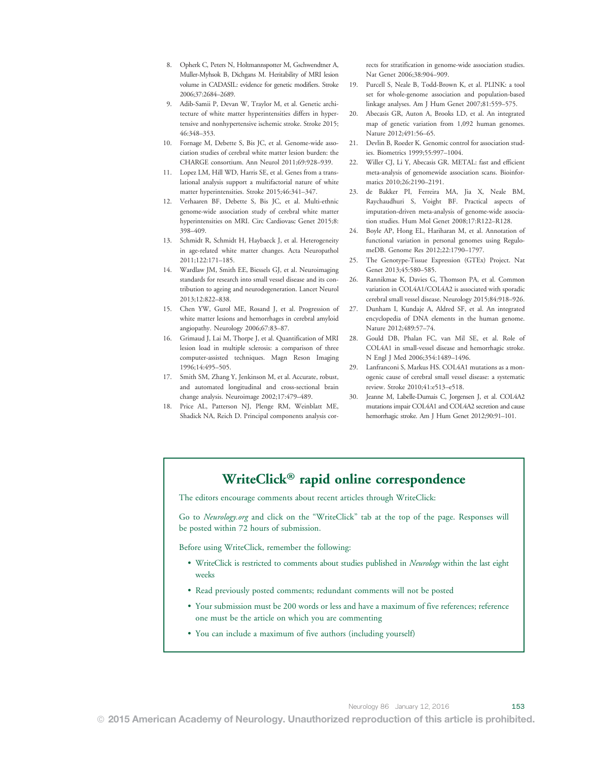8. Opherk C, Peters N, Holtmannspotter M, Gschwendtner A, Muller-Myhsok B, Dichgans M. Heritability of MRI lesion volume in CADASIL: evidence for genetic modifiers. Stroke 2006;37:2684–2689.
9. Adib-Samii P, Devan W, Traylor M, et al. Genetic architecture of white matter hyperintensities differs in hypertensive and nonhypertensive ischemic stroke. Stroke 2015; 46:348–353.
10. Fornage M, Debette S, Bis JC, et al. Genome-wide association studies of cerebral white matter lesion burden: the CHARGE consortium. Ann Neurol 2011;69:928–939.
11. Lopez LM, Hill WD, Harris SE, et al. Genes from a translational analysis support a multifactorial nature of white matter hyperintensities. Stroke 2015;46:341–347.
12. Verhaaren BF, Debette S, Bis JC, et al. Multi-ethnic genome-wide association study of cerebral white matter hyperintensities on MRI. Circ Cardiovasc Genet 2015;8: 398–409.
13. Schmidt R, Schmidt H, Haybaeck J, et al. Heterogeneity in age-related white matter changes. Acta Neuropathol 2011;122:171–185.
14. Wardlaw JM, Smith EE, Biessels GJ, et al. Neuroimaging standards for research into small vessel disease and its contribution to ageing and neurodegeneration. Lancet Neurol 2013;12:822–838.
15. Chen YW, Gurol ME, Rosand J, et al. Progression of white matter lesions and hemorrhages in cerebral amyloid angiopathy. Neurology 2006;67:83–87.
16. Grimaud J, Lai M, Thorpe J, et al. Quantification of MRI lesion load in multiple sclerosis: a comparison of three computer-assisted techniques. Magn Reson Imaging 1996;14:495–505.
17. Smith SM, Zhang Y, Jenkinson M, et al. Accurate, robust, and automated longitudinal and cross-sectional brain change analysis. Neuroimage 2002;17:479–489.
18. Price AL, Patterson NJ, Plenge RM, Weinblatt ME, Shadick NA, Reich D. Principal components analysis corrects for stratification in genome-wide association studies. Nat Genet 2006;38:904–909.
19. Purcell S, Neale B, Todd-Brown K, et al. PLINK: a tool set for whole-genome association and population-based linkage analyses. Am J Hum Genet 2007;81:559–575.
20. Abecasis GR, Auton A, Brooks LD, et al. An integrated map of genetic variation from 1,092 human genomes. Nature 2012;491:56–65.
21. Devlin B, Roeder K. Genomic control for association studies. Biometrics 1999;55:997–1004.
22. Willer CJ, Li Y, Abecasis GR. METAL: fast and efficient meta-analysis of genomewide association scans. Bioinformatics 2010;26:2190–2191.
23. de Bakker PI, Ferreira MA, Jia X, Neale BM, Raychaudhuri S, Voight BF. Practical aspects of imputation-driven meta-analysis of genome-wide association studies. Hum Mol Genet 2008;17:R122–R128.
24. Boyle AP, Hong EL, Hariharan M, et al. Annotation of functional variation in personal genomes using RegulomeDB. Genome Res 2012;22:1790–1797.
25. The Genotype-Tissue Expression (GTEx) Project. Nat Genet 2013;45:580–585.
26. Rannikmae K, Davies G, Thomson PA, et al. Common variation in COL4A1/COL4A2 is associated with sporadic cerebral small vessel disease. Neurology 2015;84:918–926.
27. Dunham I, Kundaje A, Aldred SF, et al. An integrated encyclopedia of DNA elements in the human genome. Nature 2012;489:57–74.
28. Gould DB, Phalan FC, van Mil SE, et al. Role of COL4A1 in small-vessel disease and hemorrhagic stroke. N Engl J Med 2006;354:1489–1496.
29. Lanfranconi S, Markus HS. COL4A1 mutations as a monogenic cause of cerebral small vessel disease: a systematic review. Stroke 2010;41:e513–e518.
30. Jeanne M, Labelle-Dumais C, Jorgensen J, et al. COL4A2 mutations impair COL4A1 and COL4A2 secretion and cause hemorrhagic stroke. Am J Hum Genet 2012;90:91–101.

## WriteClick® rapid online correspondence

The editors encourage comments about recent articles through WriteClick:

Go to *Neurology.org* and click on the "WriteClick" tab at the top of the page. Responses will be posted within 72 hours of submission.

Before using WriteClick, remember the following:

- WriteClick is restricted to comments about studies published in *Neurology* within the last eight weeks
- Read previously posted comments; redundant comments will not be posted
- Your submission must be 200 words or less and have a maximum of five references; reference one must be the article on which you are commenting
- You can include a maximum of five authors (including yourself)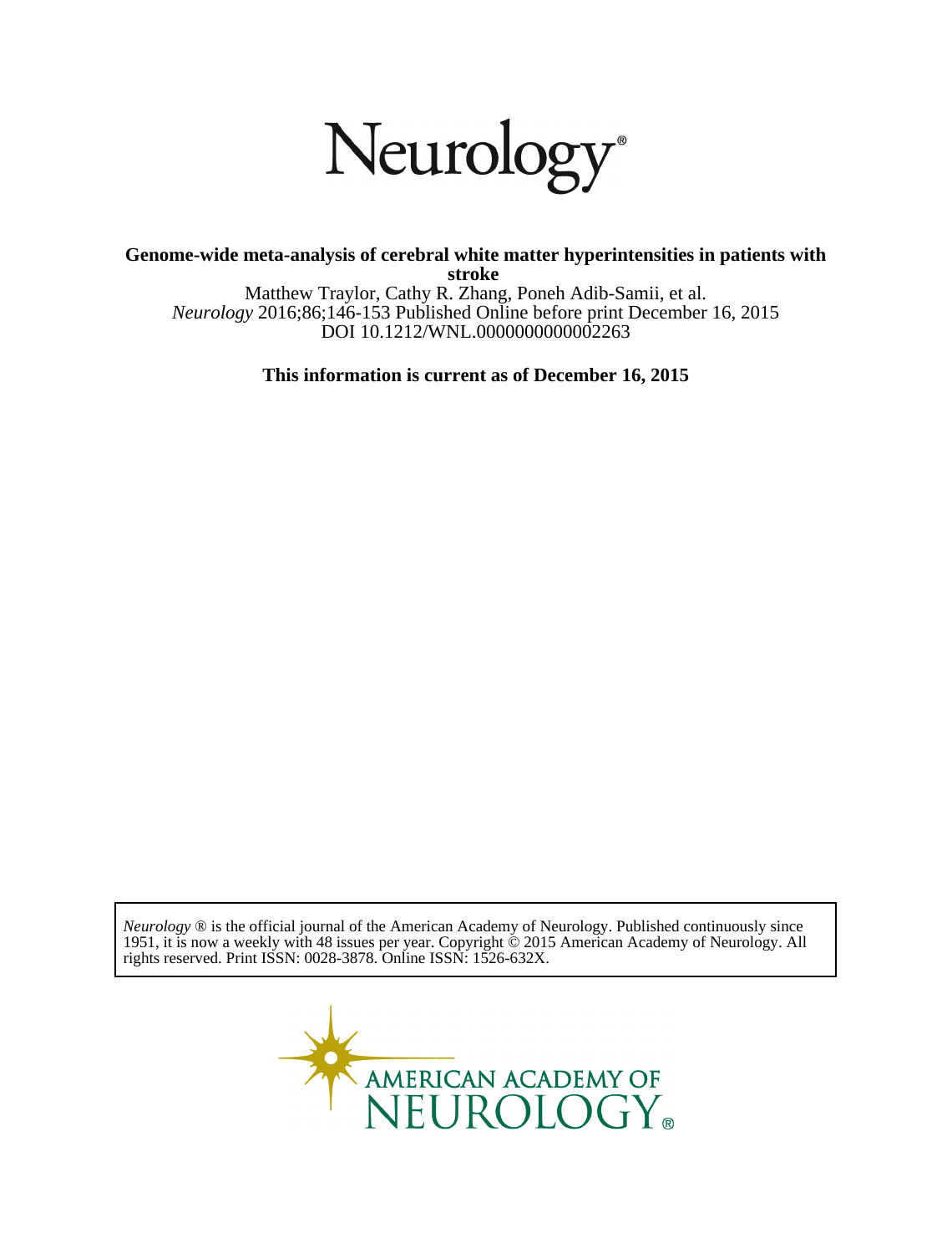# Neurology®

**Genome-wide meta-analysis of cerebral white matter hyperintensities in patients with stroke**

Matthew Traylor, Cathy R. Zhang, Poneh Adib-Samii, et al.

*Neurology* 2016;86;146-153 Published Online before print December 16, 2015

DOI 10.1212/WNL.0000000000002263

**This information is current as of December 16, 2015**

*Neurology* ® is the official journal of the American Academy of Neurology. Published continuously since 1951, it is now a weekly with 48 issues per year. Copyright © 2015 American Academy of Neurology. All rights reserved. Print ISSN: 0028-3878. Online ISSN: 1526-632X.

AMERICAN ACADEMY OF NEUROLOGY®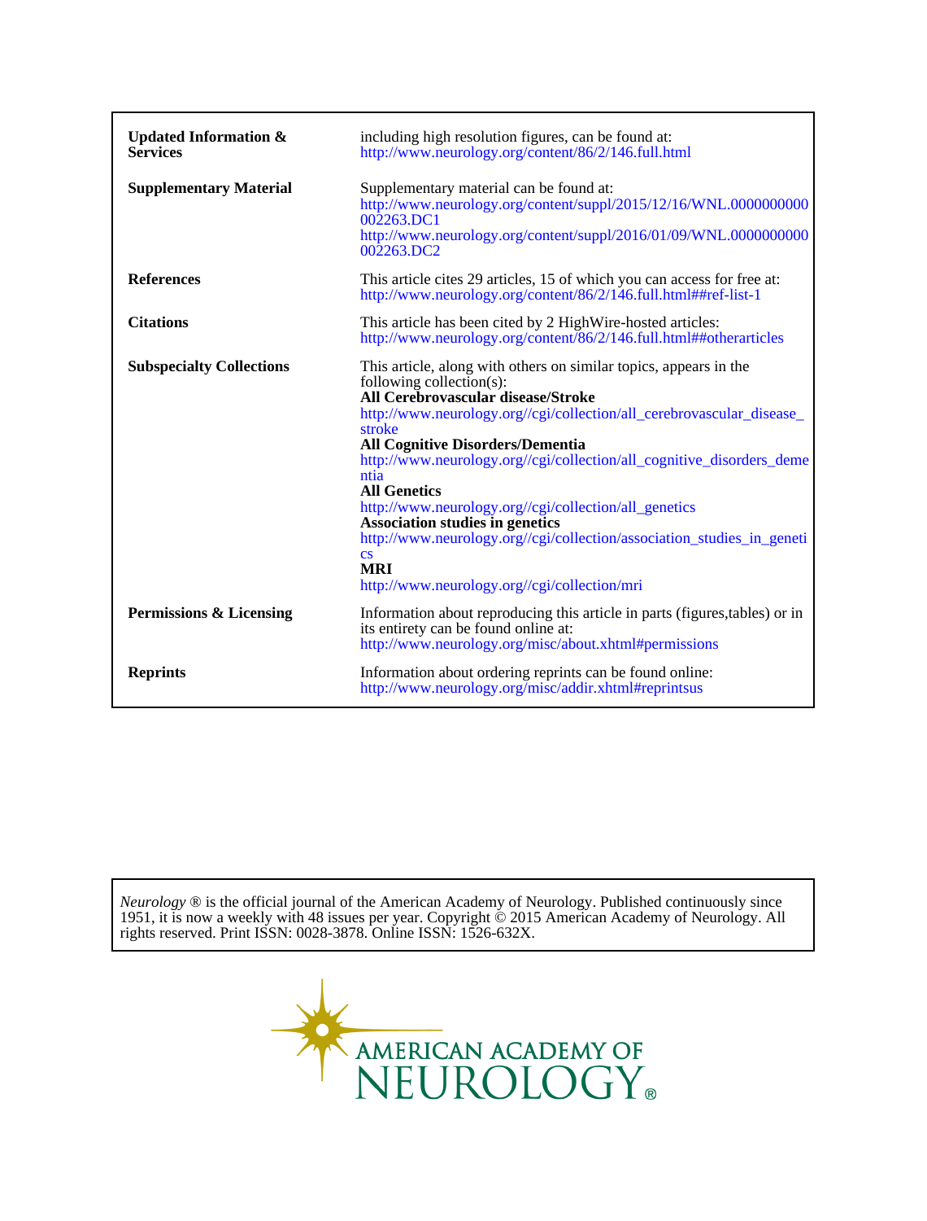| | |
|---|---|
| **Updated Information & Services** | including high resolution figures, can be found at: http://www.neurology.org/content/86/2/146.full.html |
| **Supplementary Material** | Supplementary material can be found at: http://www.neurology.org/content/suppl/2015/12/16/WNL.0000000000002263.DC1 http://www.neurology.org/content/suppl/2016/01/09/WNL.0000000000002263.DC2 |
| **References** | This article cites 29 articles, 15 of which you can access for free at: http://www.neurology.org/content/86/2/146.full.html##ref-list-1 |
| **Citations** | This article has been cited by 2 HighWire-hosted articles: http://www.neurology.org/content/86/2/146.full.html##otherarticles |
| **Subspecialty Collections** | This article, along with others on similar topics, appears in the following collection(s): **All Cerebrovascular disease/Stroke** http://www.neurology.org//cgi/collection/all_cerebrovascular_disease_stroke **All Cognitive Disorders/Dementia** http://www.neurology.org//cgi/collection/all_cognitive_disorders_dementia **All Genetics** http://www.neurology.org//cgi/collection/all_genetics **Association studies in genetics** http://www.neurology.org//cgi/collection/association_studies_in_genetics **MRI** http://www.neurology.org//cgi/collection/mri |
| **Permissions & Licensing** | Information about reproducing this article in parts (figures,tables) or in its entirety can be found online at: http://www.neurology.org/misc/about.xhtml#permissions |
| **Reprints** | Information about ordering reprints can be found online: http://www.neurology.org/misc/addir.xhtml#reprintsus |

*Neurology* ® is the official journal of the American Academy of Neurology. Published continuously since 1951, it is now a weekly with 48 issues per year. Copyright © 2015 American Academy of Neurology. All rights reserved. Print ISSN: 0028-3878. Online ISSN: 1526-632X.

AMERICAN ACADEMY OF NEUROLOGY®